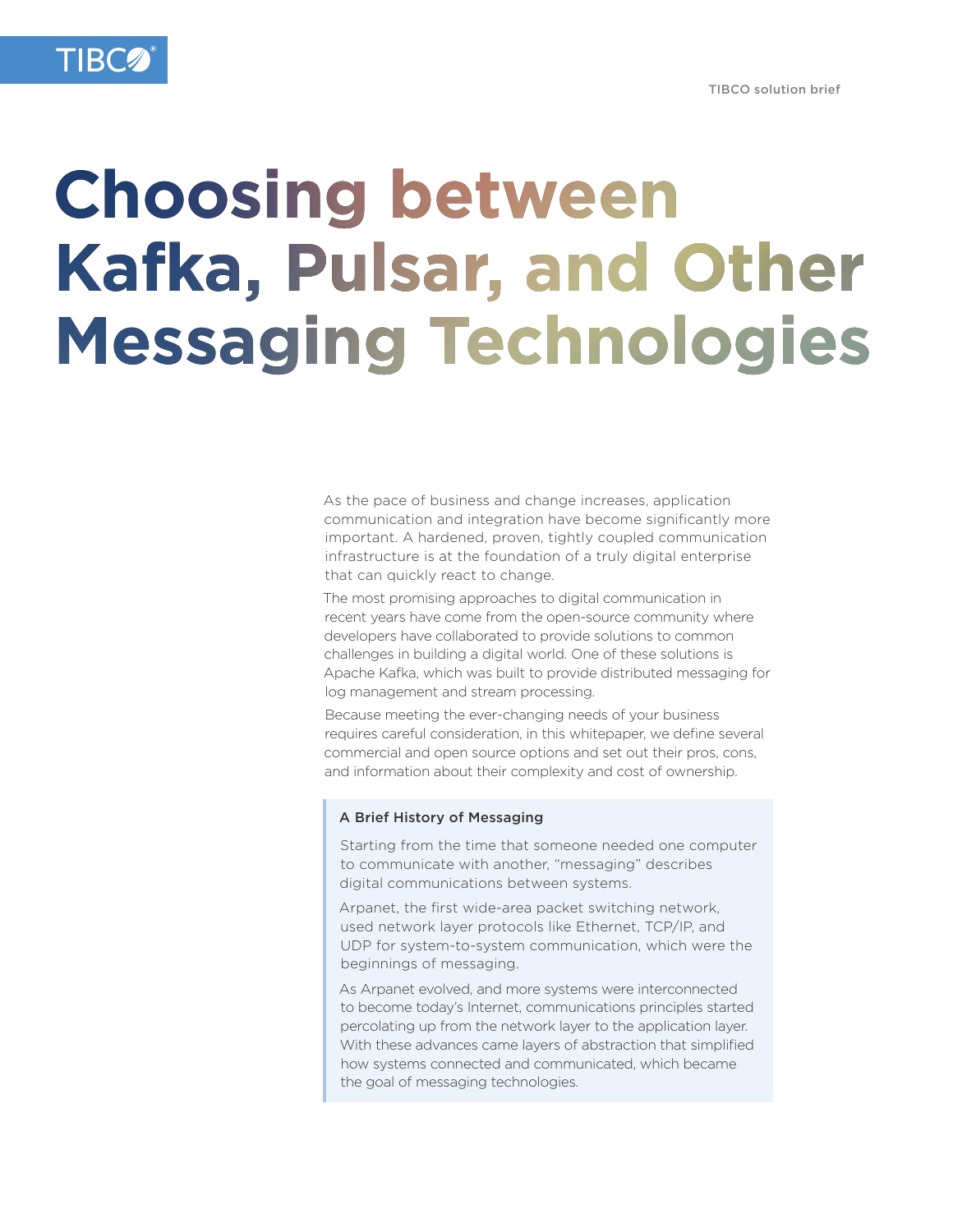# Choosing between Kafka, Pulsar, and Other Messaging Technologies

As the pace of business and change increases, application communication and integration have become significantly more important. A hardened, proven, tightly coupled communication infrastructure is at the foundation of a truly digital enterprise that can quickly react to change.

The most promising approaches to digital communication in recent years have come from the open-source community where developers have collaborated to provide solutions to common challenges in building a digital world. One of these solutions is Apache Kafka, which was built to provide distributed messaging for log management and stream processing.

Because meeting the ever-changing needs of your business requires careful consideration, in this whitepaper, we define several commercial and open source options and set out their pros, cons, and information about their complexity and cost of ownership.

### A Brief History of Messaging

Starting from the time that someone needed one computer to communicate with another, "messaging" describes digital communications between systems.

Arpanet, the first wide-area packet switching network, used network layer protocols like Ethernet, TCP/IP, and UDP for system-to-system communication, which were the beginnings of messaging.

As Arpanet evolved, and more systems were interconnected to become today's Internet, communications principles started percolating up from the network layer to the application layer. With these advances came layers of abstraction that simplified how systems connected and communicated, which became the goal of messaging technologies.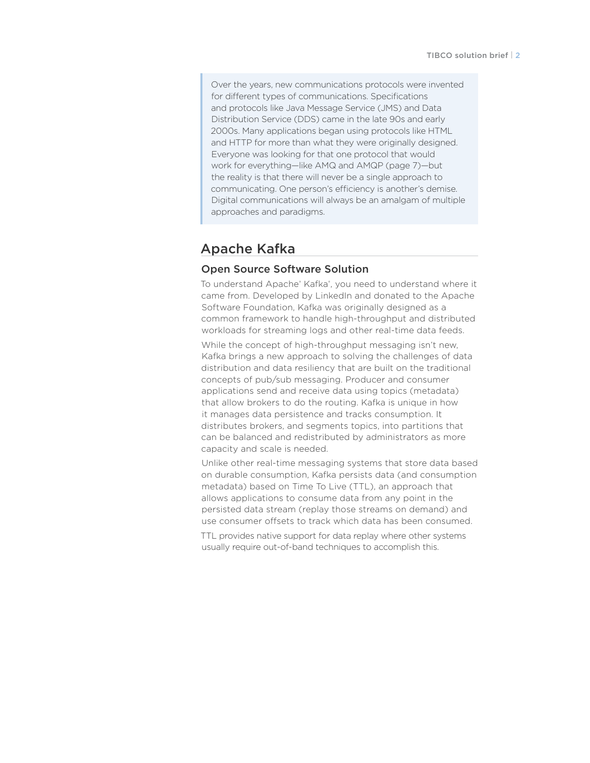> Over the years, new communications protocols were invented for different types of communications. Specifications and protocols like Java Message Service (JMS) and Data Distribution Service (DDS) came in the late 90s and early 2000s. Many applications began using protocols like HTML and HTTP for more than what they were originally designed. Everyone was looking for that one protocol that would work for everything—like AMQ and AMQP (page 7)—but the reality is that there will never be a single approach to communicating. One person's efficiency is another's demise. Digital communications will always be an amalgam of multiple approaches and paradigms.

## Apache Kafka

### Open Source Software Solution

To understand Apache® Kafka®, you need to understand where it came from. Developed by LinkedIn and donated to the Apache Software Foundation, Kafka was originally designed as a common framework to handle high-throughput and distributed workloads for streaming logs and other real-time data feeds.

While the concept of high-throughput messaging isn't new, Kafka brings a new approach to solving the challenges of data distribution and data resiliency that are built on the traditional concepts of pub/sub messaging. Producer and consumer applications send and receive data using topics (metadata) that allow brokers to do the routing. Kafka is unique in how it manages data persistence and tracks consumption. It distributes brokers, and segments topics, into partitions that can be balanced and redistributed by administrators as more capacity and scale is needed.

Unlike other real-time messaging systems that store data based on durable consumption, Kafka persists data (and consumption metadata) based on Time To Live (TTL), an approach that allows applications to consume data from any point in the persisted data stream (replay those streams on demand) and use consumer offsets to track which data has been consumed.

TTL provides native support for data replay where other systems usually require out-of-band techniques to accomplish this.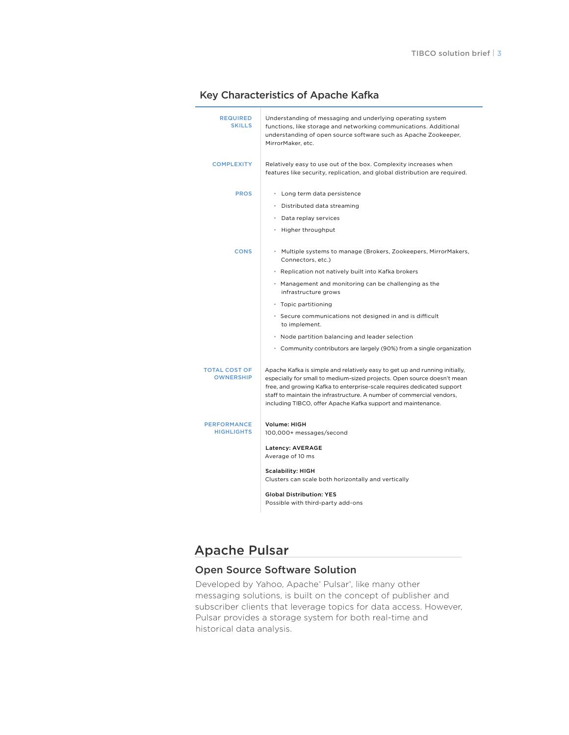## Key Characteristics of Apache Kafka

**REQUIRED SKILLS**

Understanding of messaging and underlying operating system functions, like storage and networking communications. Additional understanding of open source software such as Apache Zookeeper, MirrorMaker, etc.

**COMPLEXITY**

Relatively easy to use out of the box. Complexity increases when features like security, replication, and global distribution are required.

**PROS**

- Long term data persistence
- Distributed data streaming
- Data replay services
- Higher throughput

**CONS**

- Multiple systems to manage (Brokers, Zookeepers, MirrorMakers, Connectors, etc.)
- Replication not natively built into Kafka brokers
- Management and monitoring can be challenging as the infrastructure grows
- Topic partitioning
- Secure communications not designed in and is difficult to implement.
- Node partition balancing and leader selection
- Community contributors are largely (90%) from a single organization

**TOTAL COST OF OWNERSHIP**

Apache Kafka is simple and relatively easy to get up and running initially, especially for small to medium-sized projects. Open source doesn't mean free, and growing Kafka to enterprise-scale requires dedicated support staff to maintain the infrastructure. A number of commercial vendors, including TIBCO, offer Apache Kafka support and maintenance.

**PERFORMANCE HIGHLIGHTS**

**Volume: HIGH**
100,000+ messages/second

**Latency: AVERAGE**
Average of 10 ms

**Scalability: HIGH**
Clusters can scale both horizontally and vertically

**Global Distribution: YES**
Possible with third-party add-ons

# Apache Pulsar

## Open Source Software Solution

Developed by Yahoo, Apache® Pulsar®, like many other messaging solutions, is built on the concept of publisher and subscriber clients that leverage topics for data access. However, Pulsar provides a storage system for both real-time and historical data analysis.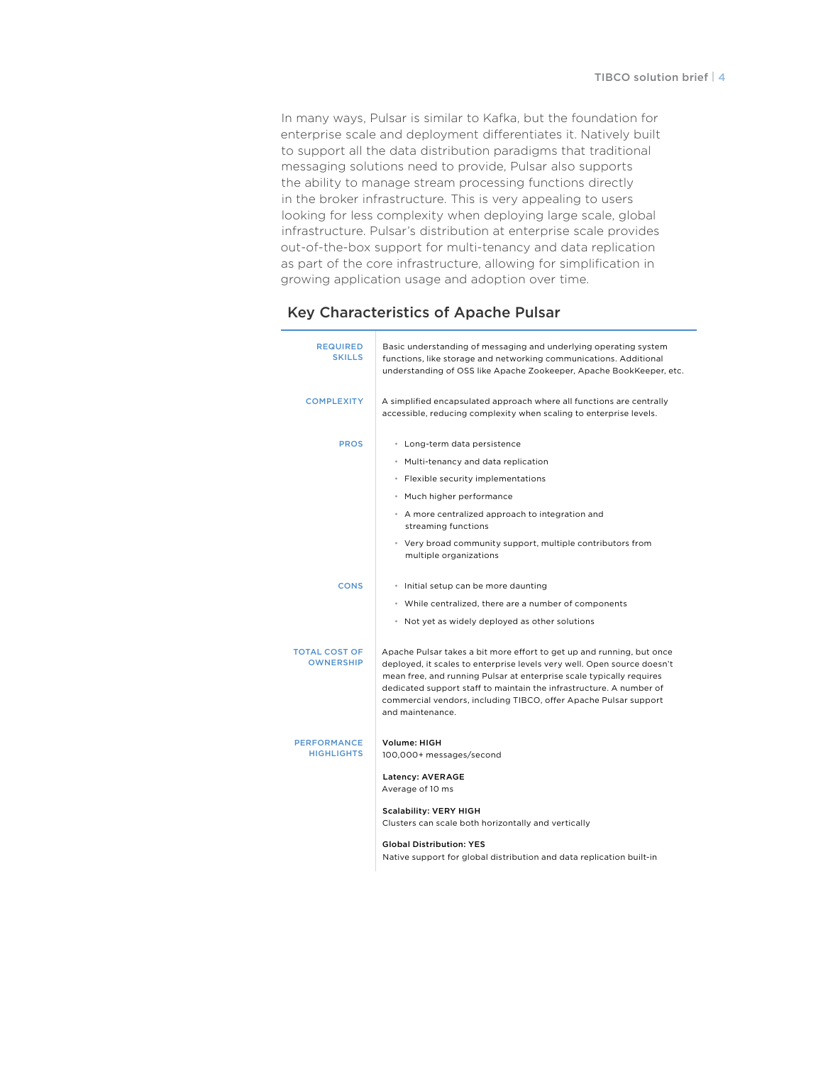In many ways, Pulsar is similar to Kafka, but the foundation for enterprise scale and deployment differentiates it. Natively built to support all the data distribution paradigms that traditional messaging solutions need to provide, Pulsar also supports the ability to manage stream processing functions directly in the broker infrastructure. This is very appealing to users looking for less complexity when deploying large scale, global infrastructure. Pulsar's distribution at enterprise scale provides out-of-the-box support for multi-tenancy and data replication as part of the core infrastructure, allowing for simplification in growing application usage and adoption over time.

## Key Characteristics of Apache Pulsar

| | |
|---|---|
| **REQUIRED SKILLS** | Basic understanding of messaging and underlying operating system functions, like storage and networking communications. Additional understanding of OSS like Apache Zookeeper, Apache BookKeeper, etc. |
| **COMPLEXITY** | A simplified encapsulated approach where all functions are centrally accessible, reducing complexity when scaling to enterprise levels. |
| **PROS** | • Long-term data persistence<br>• Multi-tenancy and data replication<br>• Flexible security implementations<br>• Much higher performance<br>• A more centralized approach to integration and streaming functions<br>• Very broad community support, multiple contributors from multiple organizations |
| **CONS** | • Initial setup can be more daunting<br>• While centralized, there are a number of components<br>• Not yet as widely deployed as other solutions |
| **TOTAL COST OF OWNERSHIP** | Apache Pulsar takes a bit more effort to get up and running, but once deployed, it scales to enterprise levels very well. Open source doesn't mean free, and running Pulsar at enterprise scale typically requires dedicated support staff to maintain the infrastructure. A number of commercial vendors, including TIBCO, offer Apache Pulsar support and maintenance. |
| **PERFORMANCE HIGHLIGHTS** | **Volume: HIGH**<br>100,000+ messages/second<br><br>**Latency: AVERAGE**<br>Average of 10 ms<br><br>**Scalability: VERY HIGH**<br>Clusters can scale both horizontally and vertically<br><br>**Global Distribution: YES**<br>Native support for global distribution and data replication built-in |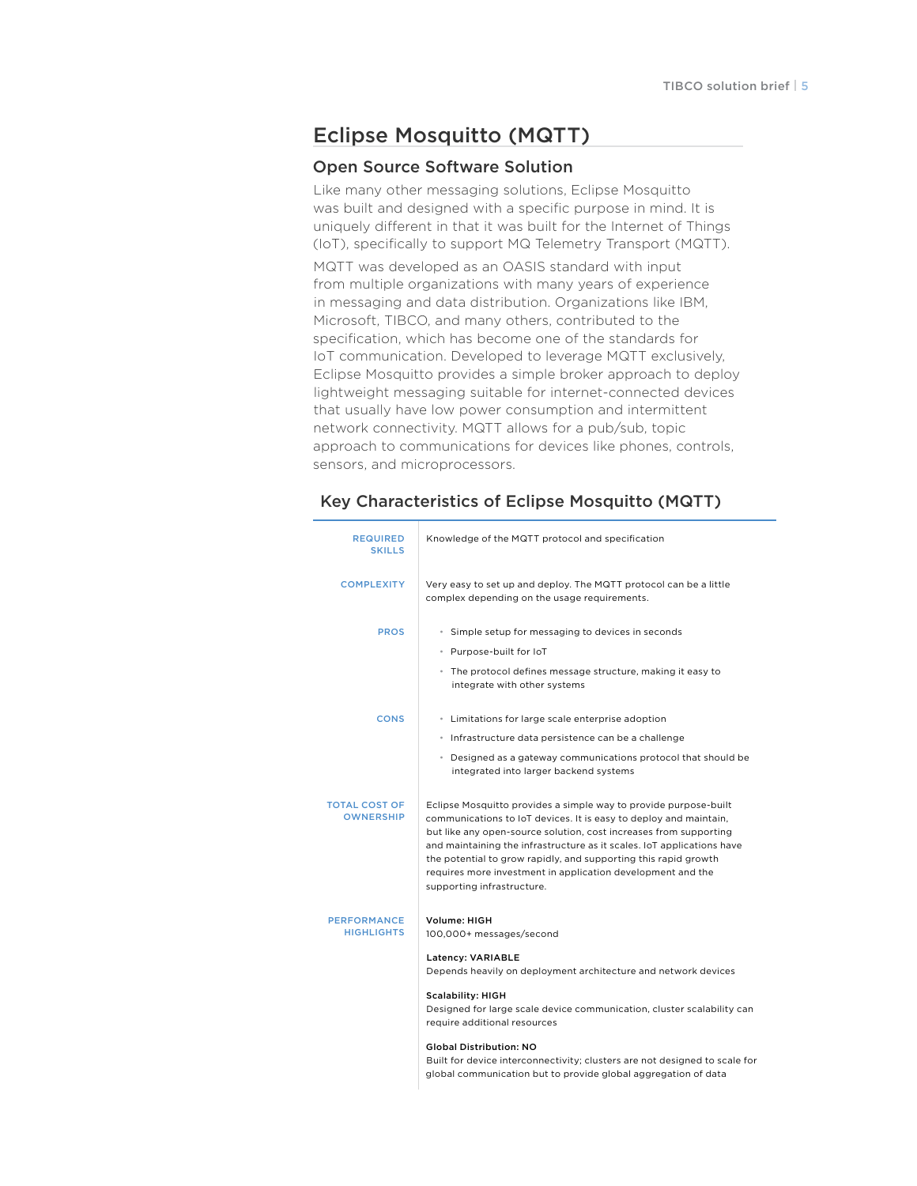## Eclipse Mosquitto (MQTT)

### Open Source Software Solution

Like many other messaging solutions, Eclipse Mosquitto was built and designed with a specific purpose in mind. It is uniquely different in that it was built for the Internet of Things (IoT), specifically to support MQ Telemetry Transport (MQTT).

MQTT was developed as an OASIS standard with input from multiple organizations with many years of experience in messaging and data distribution. Organizations like IBM, Microsoft, TIBCO, and many others, contributed to the specification, which has become one of the standards for IoT communication. Developed to leverage MQTT exclusively, Eclipse Mosquitto provides a simple broker approach to deploy lightweight messaging suitable for internet-connected devices that usually have low power consumption and intermittent network connectivity. MQTT allows for a pub/sub, topic approach to communications for devices like phones, controls, sensors, and microprocessors.

### Key Characteristics of Eclipse Mosquitto (MQTT)

| | |
|---|---|
| **REQUIRED SKILLS** | Knowledge of the MQTT protocol and specification |
| **COMPLEXITY** | Very easy to set up and deploy. The MQTT protocol can be a little complex depending on the usage requirements. |
| **PROS** | • Simple setup for messaging to devices in seconds<br>• Purpose-built for IoT<br>• The protocol defines message structure, making it easy to integrate with other systems |
| **CONS** | • Limitations for large scale enterprise adoption<br>• Infrastructure data persistence can be a challenge<br>• Designed as a gateway communications protocol that should be integrated into larger backend systems |
| **TOTAL COST OF OWNERSHIP** | Eclipse Mosquitto provides a simple way to provide purpose-built communications to IoT devices. It is easy to deploy and maintain, but like any open-source solution, cost increases from supporting and maintaining the infrastructure as it scales. IoT applications have the potential to grow rapidly, and supporting this rapid growth requires more investment in application development and the supporting infrastructure. |
| **PERFORMANCE HIGHLIGHTS** | **Volume: HIGH**<br>100,000+ messages/second<br><br>**Latency: VARIABLE**<br>Depends heavily on deployment architecture and network devices<br><br>**Scalability: HIGH**<br>Designed for large scale device communication, cluster scalability can require additional resources<br><br>**Global Distribution: NO**<br>Built for device interconnectivity; clusters are not designed to scale for global communication but to provide global aggregation of data |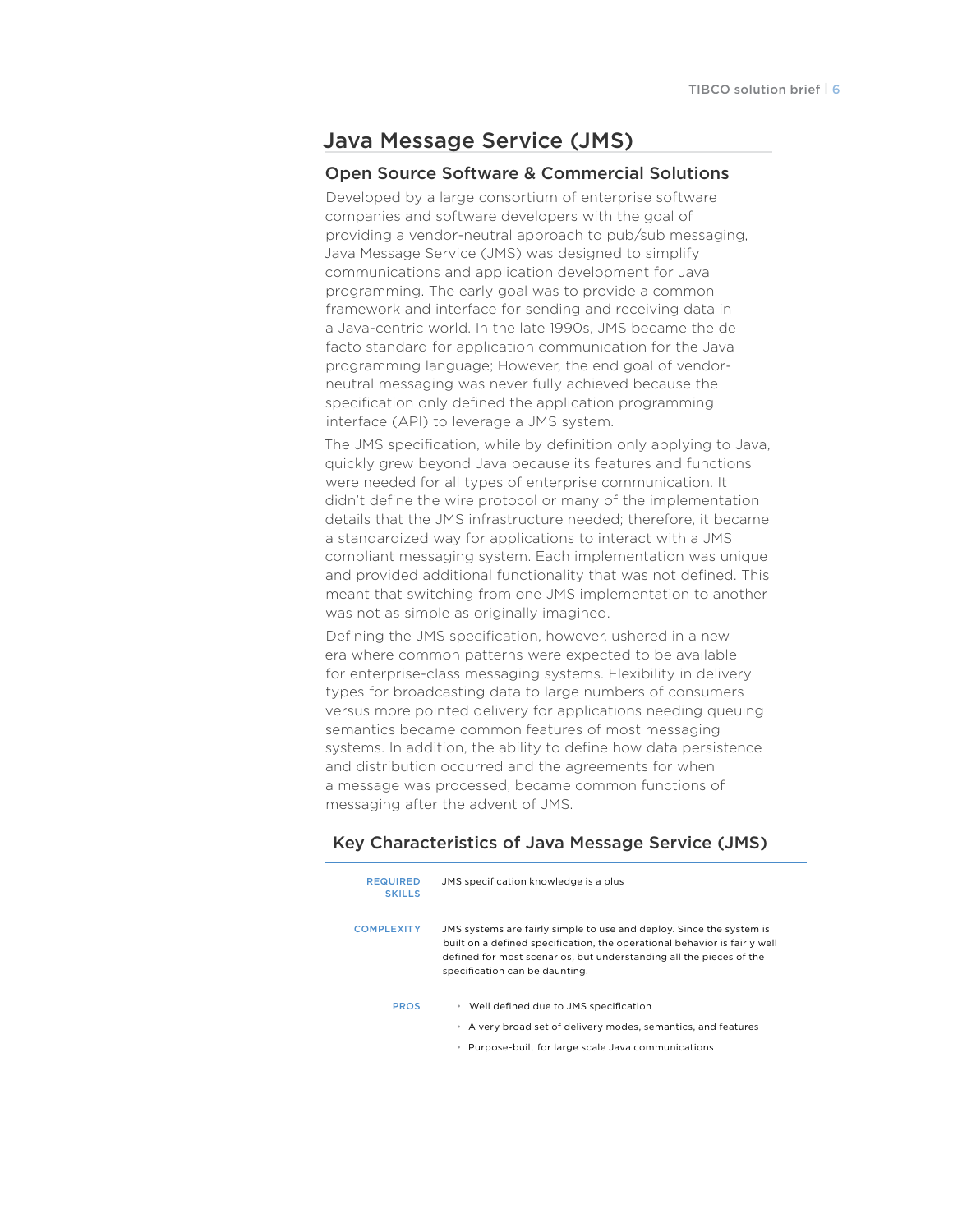## Java Message Service (JMS)

### Open Source Software & Commercial Solutions

Developed by a large consortium of enterprise software companies and software developers with the goal of providing a vendor-neutral approach to pub/sub messaging, Java Message Service (JMS) was designed to simplify communications and application development for Java programming. The early goal was to provide a common framework and interface for sending and receiving data in a Java-centric world. In the late 1990s, JMS became the de facto standard for application communication for the Java programming language; However, the end goal of vendor-neutral messaging was never fully achieved because the specification only defined the application programming interface (API) to leverage a JMS system.

The JMS specification, while by definition only applying to Java, quickly grew beyond Java because its features and functions were needed for all types of enterprise communication. It didn't define the wire protocol or many of the implementation details that the JMS infrastructure needed; therefore, it became a standardized way for applications to interact with a JMS compliant messaging system. Each implementation was unique and provided additional functionality that was not defined. This meant that switching from one JMS implementation to another was not as simple as originally imagined.

Defining the JMS specification, however, ushered in a new era where common patterns were expected to be available for enterprise-class messaging systems. Flexibility in delivery types for broadcasting data to large numbers of consumers versus more pointed delivery for applications needing queuing semantics became common features of most messaging systems. In addition, the ability to define how data persistence and distribution occurred and the agreements for when a message was processed, became common functions of messaging after the advent of JMS.

### Key Characteristics of Java Message Service (JMS)

| | |
|---|---|
| REQUIRED SKILLS | JMS specification knowledge is a plus |
| COMPLEXITY | JMS systems are fairly simple to use and deploy. Since the system is built on a defined specification, the operational behavior is fairly well defined for most scenarios, but understanding all the pieces of the specification can be daunting. |
| PROS | • Well defined due to JMS specification<br>• A very broad set of delivery modes, semantics, and features<br>• Purpose-built for large scale Java communications |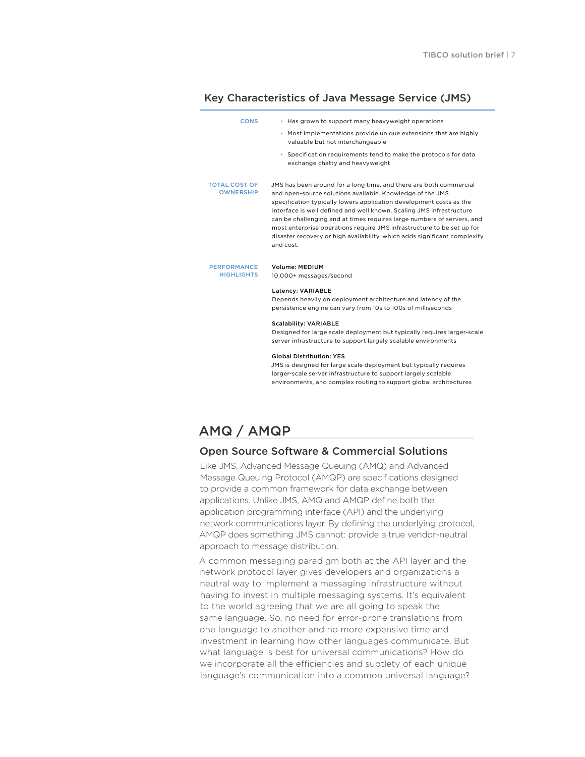### Key Characteristics of Java Message Service (JMS)

| | |
|---|---|
| **CONS** | • Has grown to support many heavyweight operations<br>• Most implementations provide unique extensions that are highly valuable but not interchangeable<br>• Specification requirements tend to make the protocols for data exchange chatty and heavyweight |
| **TOTAL COST OF OWNERSHIP** | JMS has been around for a long time, and there are both commercial and open-source solutions available. Knowledge of the JMS specification typically lowers application development costs as the interface is well defined and well known. Scaling JMS infrastructure can be challenging and at times requires large numbers of servers, and most enterprise operations require JMS infrastructure to be set up for disaster recovery or high availability, which adds significant complexity and cost. |
| **PERFORMANCE HIGHLIGHTS** | **Volume: MEDIUM**<br>10,000+ messages/second<br><br>**Latency: VARIABLE**<br>Depends heavily on deployment architecture and latency of the persistence engine can vary from 10s to 100s of milliseconds<br><br>**Scalability: VARIABLE**<br>Designed for large scale deployment but typically requires larger-scale server infrastructure to support largely scalable environments<br><br>**Global Distribution: YES**<br>JMS is designed for large scale deployment but typically requires larger-scale server infrastructure to support largely scalable environments, and complex routing to support global architectures |

## AMQ / AMQP

### Open Source Software & Commercial Solutions

Like JMS, Advanced Message Queuing (AMQ) and Advanced Message Queuing Protocol (AMQP) are specifications designed to provide a common framework for data exchange between applications. Unlike JMS, AMQ and AMQP define both the application programming interface (API) and the underlying network communications layer. By defining the underlying protocol, AMQP does something JMS cannot: provide a true vendor-neutral approach to message distribution.

A common messaging paradigm both at the API layer and the network protocol layer gives developers and organizations a neutral way to implement a messaging infrastructure without having to invest in multiple messaging systems. It's equivalent to the world agreeing that we are all going to speak the same language. So, no need for error-prone translations from one language to another and no more expensive time and investment in learning how other languages communicate. But what language is best for universal communications? How do we incorporate all the efficiencies and subtlety of each unique language's communication into a common universal language?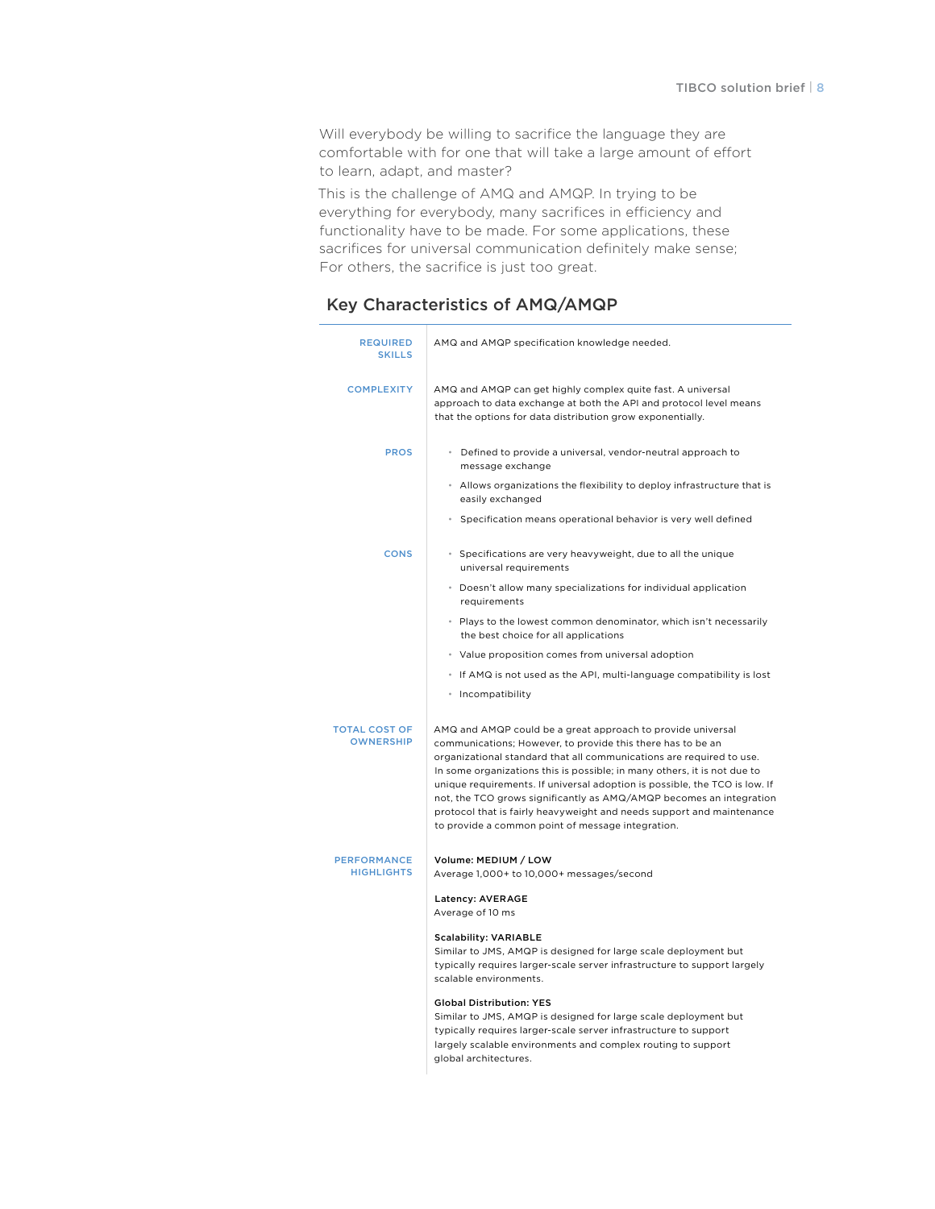Will everybody be willing to sacrifice the language they are comfortable with for one that will take a large amount of effort to learn, adapt, and master?

This is the challenge of AMQ and AMQP. In trying to be everything for everybody, many sacrifices in efficiency and functionality have to be made. For some applications, these sacrifices for universal communication definitely make sense; For others, the sacrifice is just too great.

## Key Characteristics of AMQ/AMQP

| | |
|---|---|
| **REQUIRED SKILLS** | AMQ and AMQP specification knowledge needed. |
| **COMPLEXITY** | AMQ and AMQP can get highly complex quite fast. A universal approach to data exchange at both the API and protocol level means that the options for data distribution grow exponentially. |
| **PROS** | • Defined to provide a universal, vendor-neutral approach to message exchange<br>• Allows organizations the flexibility to deploy infrastructure that is easily exchanged<br>• Specification means operational behavior is very well defined |
| **CONS** | • Specifications are very heavyweight, due to all the unique universal requirements<br>• Doesn't allow many specializations for individual application requirements<br>• Plays to the lowest common denominator, which isn't necessarily the best choice for all applications<br>• Value proposition comes from universal adoption<br>• If AMQ is not used as the API, multi-language compatibility is lost<br>• Incompatibility |
| **TOTAL COST OF OWNERSHIP** | AMQ and AMQP could be a great approach to provide universal communications; However, to provide this there has to be an organizational standard that all communications are required to use. In some organizations this is possible; in many others, it is not due to unique requirements. If universal adoption is possible, the TCO is low. If not, the TCO grows significantly as AMQ/AMQP becomes an integration protocol that is fairly heavyweight and needs support and maintenance to provide a common point of message integration. |
| **PERFORMANCE HIGHLIGHTS** | **Volume: MEDIUM / LOW**<br>Average 1,000+ to 10,000+ messages/second<br><br>**Latency: AVERAGE**<br>Average of 10 ms<br><br>**Scalability: VARIABLE**<br>Similar to JMS, AMQP is designed for large scale deployment but typically requires larger-scale server infrastructure to support largely scalable environments.<br><br>**Global Distribution: YES**<br>Similar to JMS, AMQP is designed for large scale deployment but typically requires larger-scale server infrastructure to support largely scalable environments and complex routing to support global architectures. |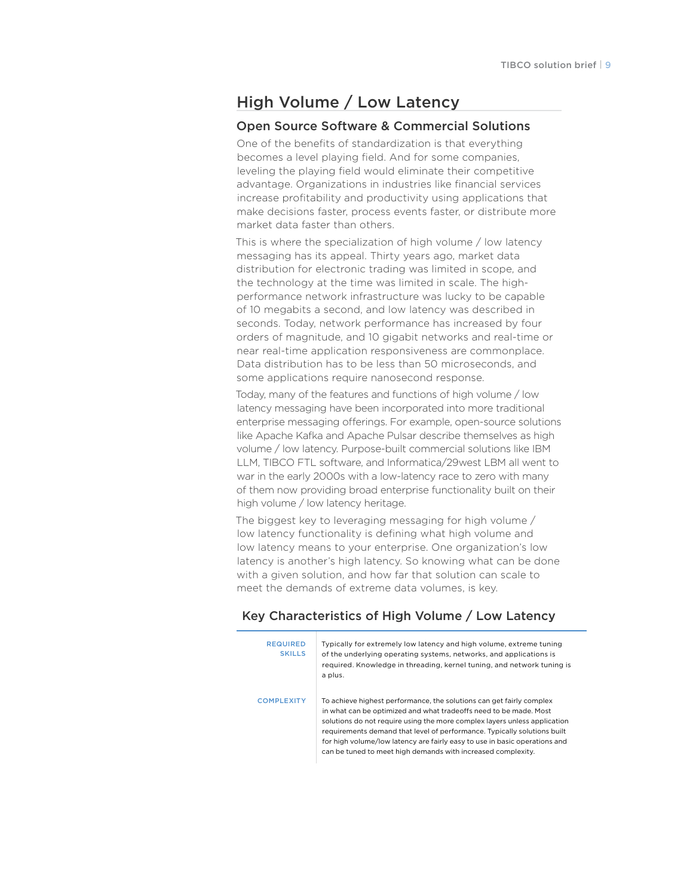## High Volume / Low Latency

### Open Source Software & Commercial Solutions

One of the benefits of standardization is that everything becomes a level playing field. And for some companies, leveling the playing field would eliminate their competitive advantage. Organizations in industries like financial services increase profitability and productivity using applications that make decisions faster, process events faster, or distribute more market data faster than others.

This is where the specialization of high volume / low latency messaging has its appeal. Thirty years ago, market data distribution for electronic trading was limited in scope, and the technology at the time was limited in scale. The high-performance network infrastructure was lucky to be capable of 10 megabits a second, and low latency was described in seconds. Today, network performance has increased by four orders of magnitude, and 10 gigabit networks and real-time or near real-time application responsiveness are commonplace. Data distribution has to be less than 50 microseconds, and some applications require nanosecond response.

Today, many of the features and functions of high volume / low latency messaging have been incorporated into more traditional enterprise messaging offerings. For example, open-source solutions like Apache Kafka and Apache Pulsar describe themselves as high volume / low latency. Purpose-built commercial solutions like IBM LLM, TIBCO FTL software, and Informatica/29west LBM all went to war in the early 2000s with a low-latency race to zero with many of them now providing broad enterprise functionality built on their high volume / low latency heritage.

The biggest key to leveraging messaging for high volume / low latency functionality is defining what high volume and low latency means to your enterprise. One organization's low latency is another's high latency. So knowing what can be done with a given solution, and how far that solution can scale to meet the demands of extreme data volumes, is key.

### Key Characteristics of High Volume / Low Latency

| | |
|---|---|
| **REQUIRED SKILLS** | Typically for extremely low latency and high volume, extreme tuning of the underlying operating systems, networks, and applications is required. Knowledge in threading, kernel tuning, and network tuning is a plus. |
| **COMPLEXITY** | To achieve highest performance, the solutions can get fairly complex in what can be optimized and what tradeoffs need to be made. Most solutions do not require using the more complex layers unless application requirements demand that level of performance. Typically solutions built for high volume/low latency are fairly easy to use in basic operations and can be tuned to meet high demands with increased complexity. |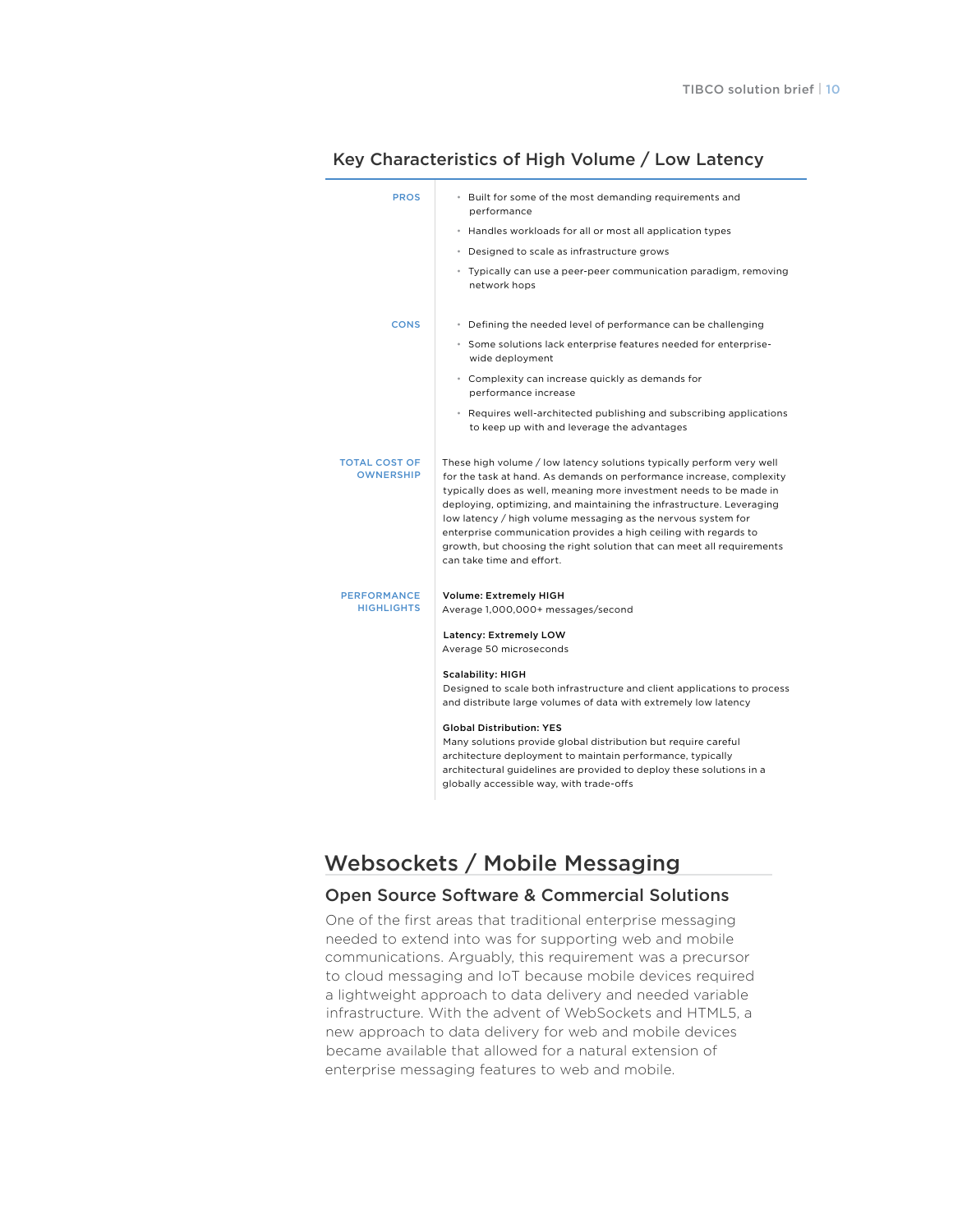## Key Characteristics of High Volume / Low Latency

**PROS**

- Built for some of the most demanding requirements and performance
- Handles workloads for all or most all application types
- Designed to scale as infrastructure grows
- Typically can use a peer-peer communication paradigm, removing network hops

**CONS**

- Defining the needed level of performance can be challenging
- Some solutions lack enterprise features needed for enterprise-wide deployment
- Complexity can increase quickly as demands for performance increase
- Requires well-architected publishing and subscribing applications to keep up with and leverage the advantages

**TOTAL COST OF OWNERSHIP**

These high volume / low latency solutions typically perform very well for the task at hand. As demands on performance increase, complexity typically does as well, meaning more investment needs to be made in deploying, optimizing, and maintaining the infrastructure. Leveraging low latency / high volume messaging as the nervous system for enterprise communication provides a high ceiling with regards to growth, but choosing the right solution that can meet all requirements can take time and effort.

**PERFORMANCE HIGHLIGHTS**

**Volume: Extremely HIGH**
Average 1,000,000+ messages/second

**Latency: Extremely LOW**
Average 50 microseconds

**Scalability: HIGH**
Designed to scale both infrastructure and client applications to process and distribute large volumes of data with extremely low latency

**Global Distribution: YES**
Many solutions provide global distribution but require careful architecture deployment to maintain performance, typically architectural guidelines are provided to deploy these solutions in a globally accessible way, with trade-offs

# Websockets / Mobile Messaging

## Open Source Software & Commercial Solutions

One of the first areas that traditional enterprise messaging needed to extend into was for supporting web and mobile communications. Arguably, this requirement was a precursor to cloud messaging and IoT because mobile devices required a lightweight approach to data delivery and needed variable infrastructure. With the advent of WebSockets and HTML5, a new approach to data delivery for web and mobile devices became available that allowed for a natural extension of enterprise messaging features to web and mobile.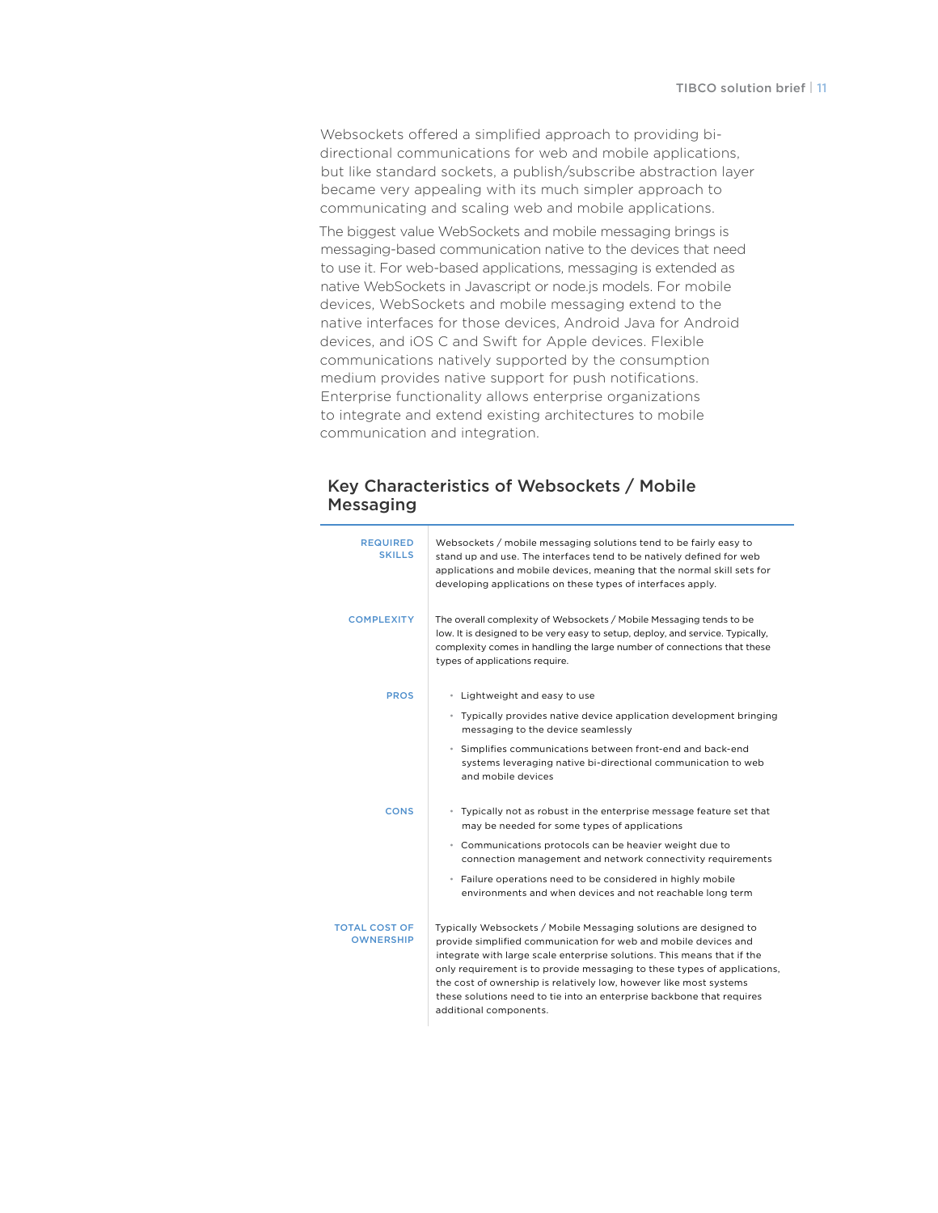Websockets offered a simplified approach to providing bi-directional communications for web and mobile applications, but like standard sockets, a publish/subscribe abstraction layer became very appealing with its much simpler approach to communicating and scaling web and mobile applications.

The biggest value WebSockets and mobile messaging brings is messaging-based communication native to the devices that need to use it. For web-based applications, messaging is extended as native WebSockets in Javascript or node.js models. For mobile devices, WebSockets and mobile messaging extend to the native interfaces for those devices, Android Java for Android devices, and iOS C and Swift for Apple devices. Flexible communications natively supported by the consumption medium provides native support for push notifications. Enterprise functionality allows enterprise organizations to integrate and extend existing architectures to mobile communication and integration.

## Key Characteristics of Websockets / Mobile Messaging

| | |
|---|---|
| **REQUIRED SKILLS** | Websockets / mobile messaging solutions tend to be fairly easy to stand up and use. The interfaces tend to be natively defined for web applications and mobile devices, meaning that the normal skill sets for developing applications on these types of interfaces apply. |
| **COMPLEXITY** | The overall complexity of Websockets / Mobile Messaging tends to be low. It is designed to be very easy to setup, deploy, and service. Typically, complexity comes in handling the large number of connections that these types of applications require. |
| **PROS** | • Lightweight and easy to use<br>• Typically provides native device application development bringing messaging to the device seamlessly<br>• Simplifies communications between front-end and back-end systems leveraging native bi-directional communication to web and mobile devices |
| **CONS** | • Typically not as robust in the enterprise message feature set that may be needed for some types of applications<br>• Communications protocols can be heavier weight due to connection management and network connectivity requirements<br>• Failure operations need to be considered in highly mobile environments and when devices and not reachable long term |
| **TOTAL COST OF OWNERSHIP** | Typically Websockets / Mobile Messaging solutions are designed to provide simplified communication for web and mobile devices and integrate with large scale enterprise solutions. This means that if the only requirement is to provide messaging to these types of applications, the cost of ownership is relatively low, however like most systems these solutions need to tie into an enterprise backbone that requires additional components. |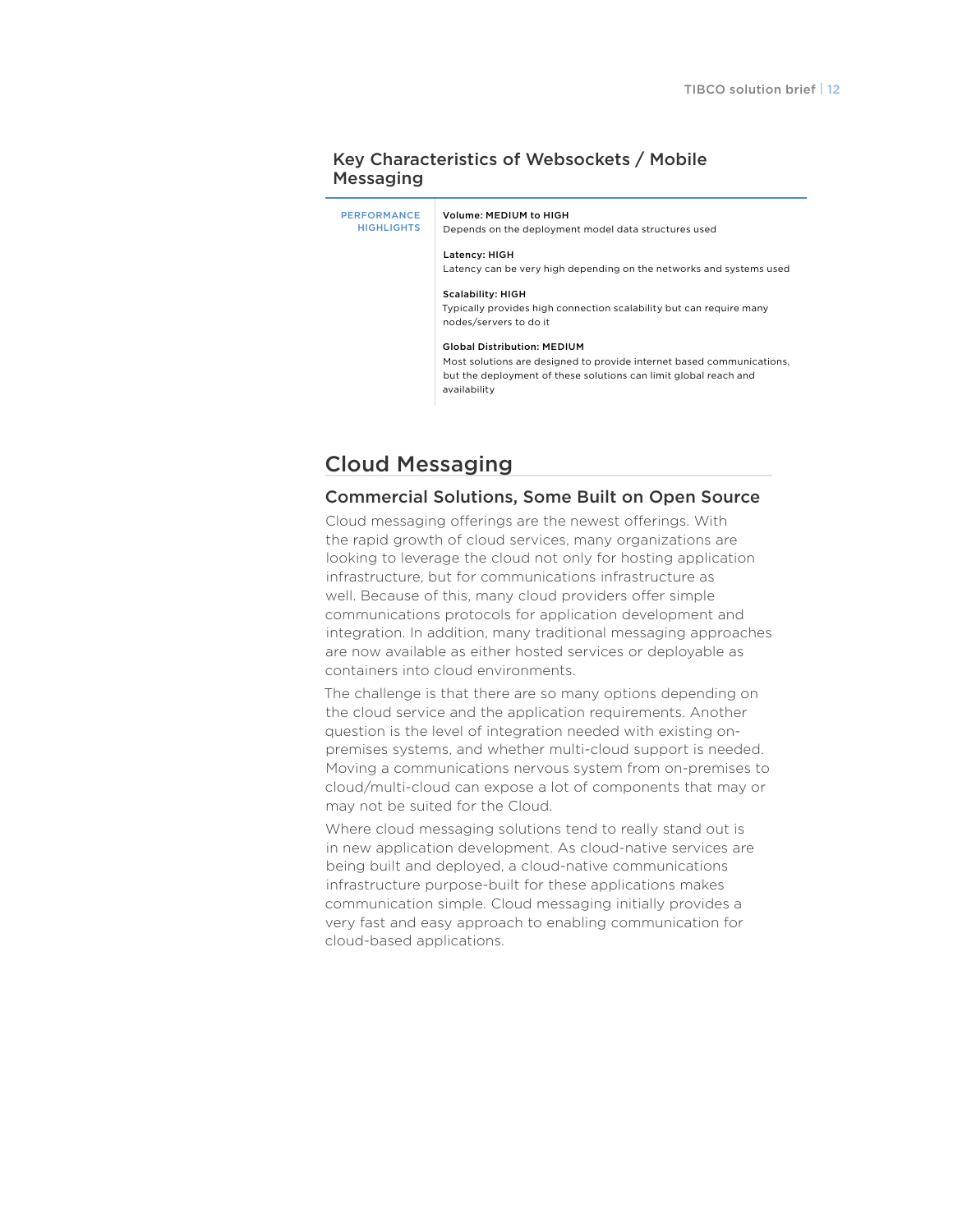### Key Characteristics of Websockets / Mobile Messaging

| PERFORMANCE HIGHLIGHTS | |
|---|---|
| | **Volume: MEDIUM to HIGH**<br>Depends on the deployment model data structures used |
| | **Latency: HIGH**<br>Latency can be very high depending on the networks and systems used |
| | **Scalability: HIGH**<br>Typically provides high connection scalability but can require many nodes/servers to do it |
| | **Global Distribution: MEDIUM**<br>Most solutions are designed to provide internet based communications, but the deployment of these solutions can limit global reach and availability |

## Cloud Messaging

### Commercial Solutions, Some Built on Open Source

Cloud messaging offerings are the newest offerings. With the rapid growth of cloud services, many organizations are looking to leverage the cloud not only for hosting application infrastructure, but for communications infrastructure as well. Because of this, many cloud providers offer simple communications protocols for application development and integration. In addition, many traditional messaging approaches are now available as either hosted services or deployable as containers into cloud environments.

The challenge is that there are so many options depending on the cloud service and the application requirements. Another question is the level of integration needed with existing on-premises systems, and whether multi-cloud support is needed. Moving a communications nervous system from on-premises to cloud/multi-cloud can expose a lot of components that may or may not be suited for the Cloud.

Where cloud messaging solutions tend to really stand out is in new application development. As cloud-native services are being built and deployed, a cloud-native communications infrastructure purpose-built for these applications makes communication simple. Cloud messaging initially provides a very fast and easy approach to enabling communication for cloud-based applications.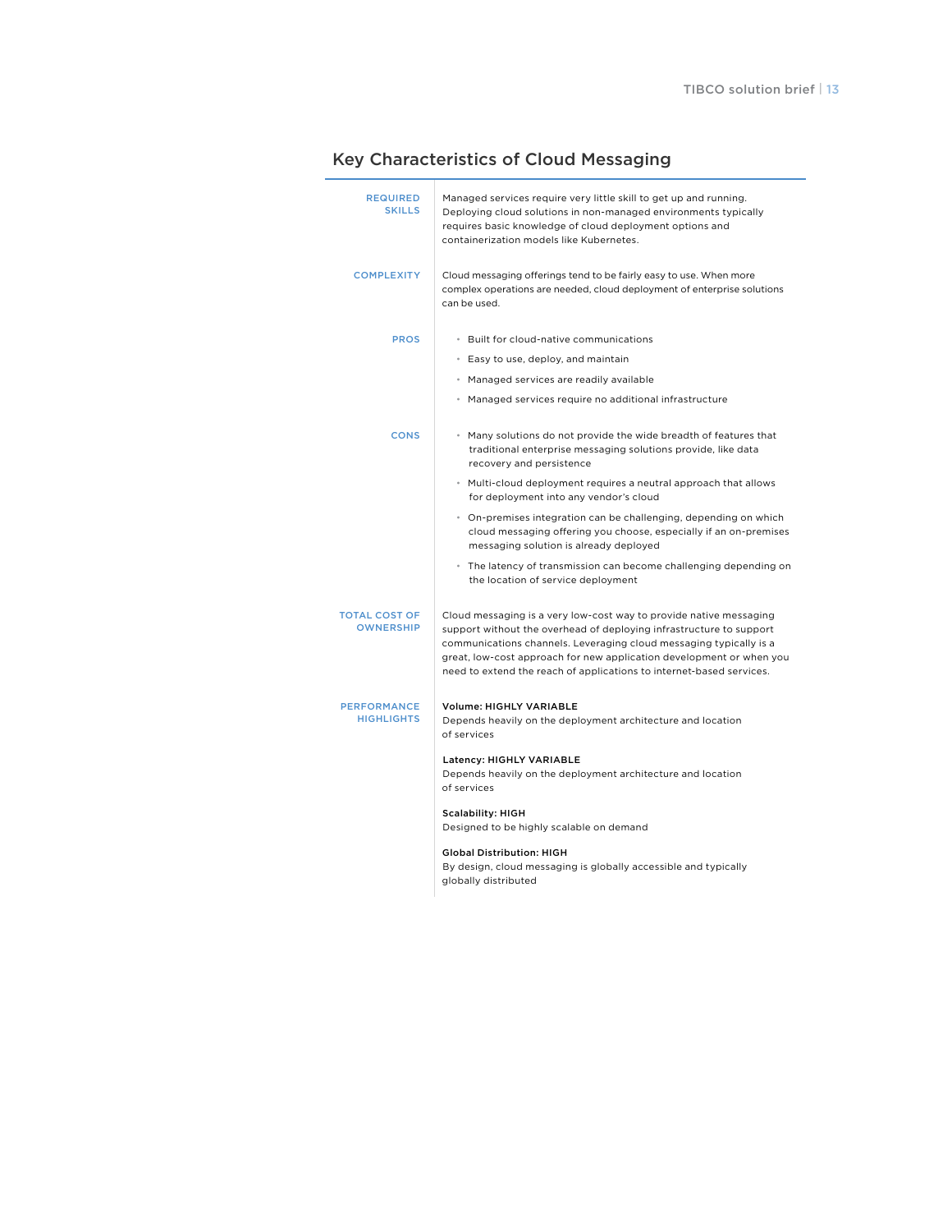## Key Characteristics of Cloud Messaging

| | |
|---|---|
| **REQUIRED SKILLS** | Managed services require very little skill to get up and running. Deploying cloud solutions in non-managed environments typically requires basic knowledge of cloud deployment options and containerization models like Kubernetes. |
| **COMPLEXITY** | Cloud messaging offerings tend to be fairly easy to use. When more complex operations are needed, cloud deployment of enterprise solutions can be used. |
| **PROS** | • Built for cloud-native communications<br>• Easy to use, deploy, and maintain<br>• Managed services are readily available<br>• Managed services require no additional infrastructure |
| **CONS** | • Many solutions do not provide the wide breadth of features that traditional enterprise messaging solutions provide, like data recovery and persistence<br>• Multi-cloud deployment requires a neutral approach that allows for deployment into any vendor's cloud<br>• On-premises integration can be challenging, depending on which cloud messaging offering you choose, especially if an on-premises messaging solution is already deployed<br>• The latency of transmission can become challenging depending on the location of service deployment |
| **TOTAL COST OF OWNERSHIP** | Cloud messaging is a very low-cost way to provide native messaging support without the overhead of deploying infrastructure to support communications channels. Leveraging cloud messaging typically is a great, low-cost approach for new application development or when you need to extend the reach of applications to internet-based services. |
| **PERFORMANCE HIGHLIGHTS** | **Volume: HIGHLY VARIABLE**<br>Depends heavily on the deployment architecture and location of services<br><br>**Latency: HIGHLY VARIABLE**<br>Depends heavily on the deployment architecture and location of services<br><br>**Scalability: HIGH**<br>Designed to be highly scalable on demand<br><br>**Global Distribution: HIGH**<br>By design, cloud messaging is globally accessible and typically globally distributed |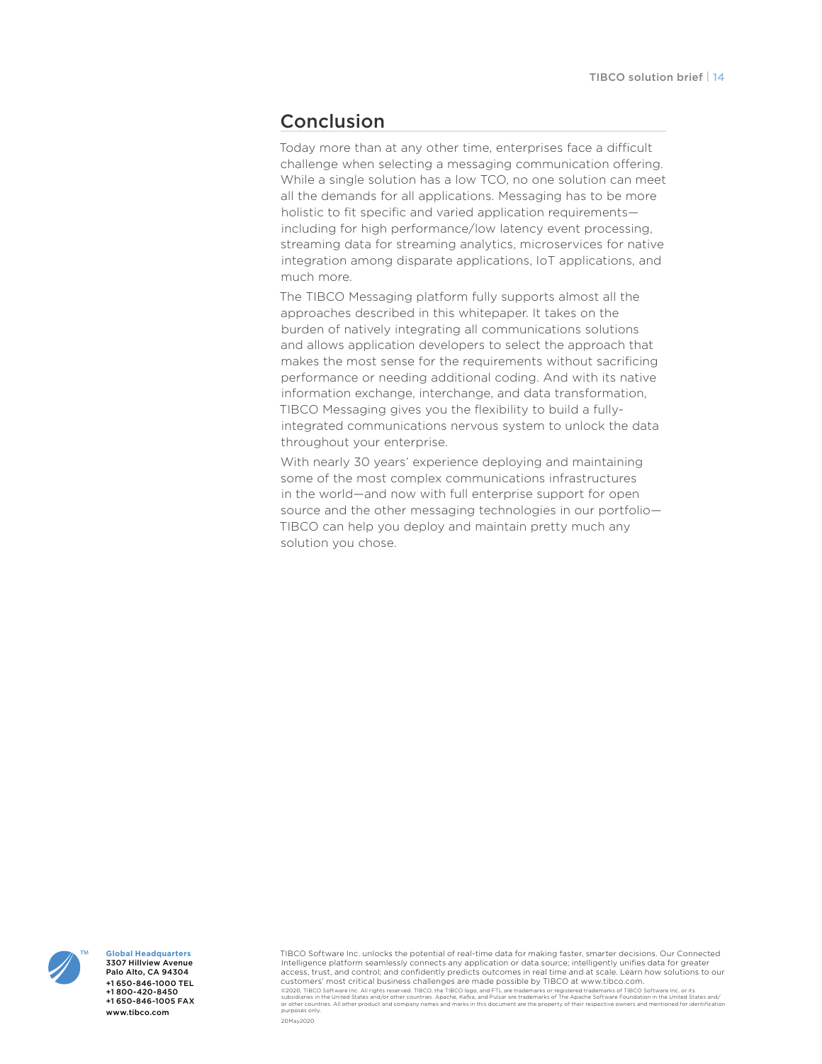## Conclusion

Today more than at any other time, enterprises face a difficult challenge when selecting a messaging communication offering. While a single solution has a low TCO, no one solution can meet all the demands for all applications. Messaging has to be more holistic to fit specific and varied application requirements—including for high performance/low latency event processing, streaming data for streaming analytics, microservices for native integration among disparate applications, IoT applications, and much more.

The TIBCO Messaging platform fully supports almost all the approaches described in this whitepaper. It takes on the burden of natively integrating all communications solutions and allows application developers to select the approach that makes the most sense for the requirements without sacrificing performance or needing additional coding. And with its native information exchange, interchange, and data transformation, TIBCO Messaging gives you the flexibility to build a fully-integrated communications nervous system to unlock the data throughout your enterprise.

With nearly 30 years' experience deploying and maintaining some of the most complex communications infrastructures in the world—and now with full enterprise support for open source and the other messaging technologies in our portfolio—TIBCO can help you deploy and maintain pretty much any solution you chose.

**Global Headquarters**
3307 Hillview Avenue
Palo Alto, CA 94304
+1 650-846-1000 TEL
+1 800-420-8450
+1 650-846-1005 FAX
www.tibco.com

TIBCO Software Inc. unlocks the potential of real-time data for making faster, smarter decisions. Our Connected Intelligence platform seamlessly connects any application or data source; intelligently unifies data for greater access, trust, and control; and confidently predicts outcomes in real time and at scale. Learn how solutions to our customers' most critical business challenges are made possible by TIBCO at www.tibco.com.

©2020, TIBCO Software Inc. All rights reserved. TIBCO, the TIBCO logo, and FTL are trademarks or registered trademarks of TIBCO Software Inc. or its subsidiaries in the United States and/or other countries. Apache, Kafka, and Pulsar are trademarks of The Apache Software Foundation in the United States and/or other countries. All other product and company names and marks in this document are the property of their respective owners and mentioned for identification purposes only.

20May2020